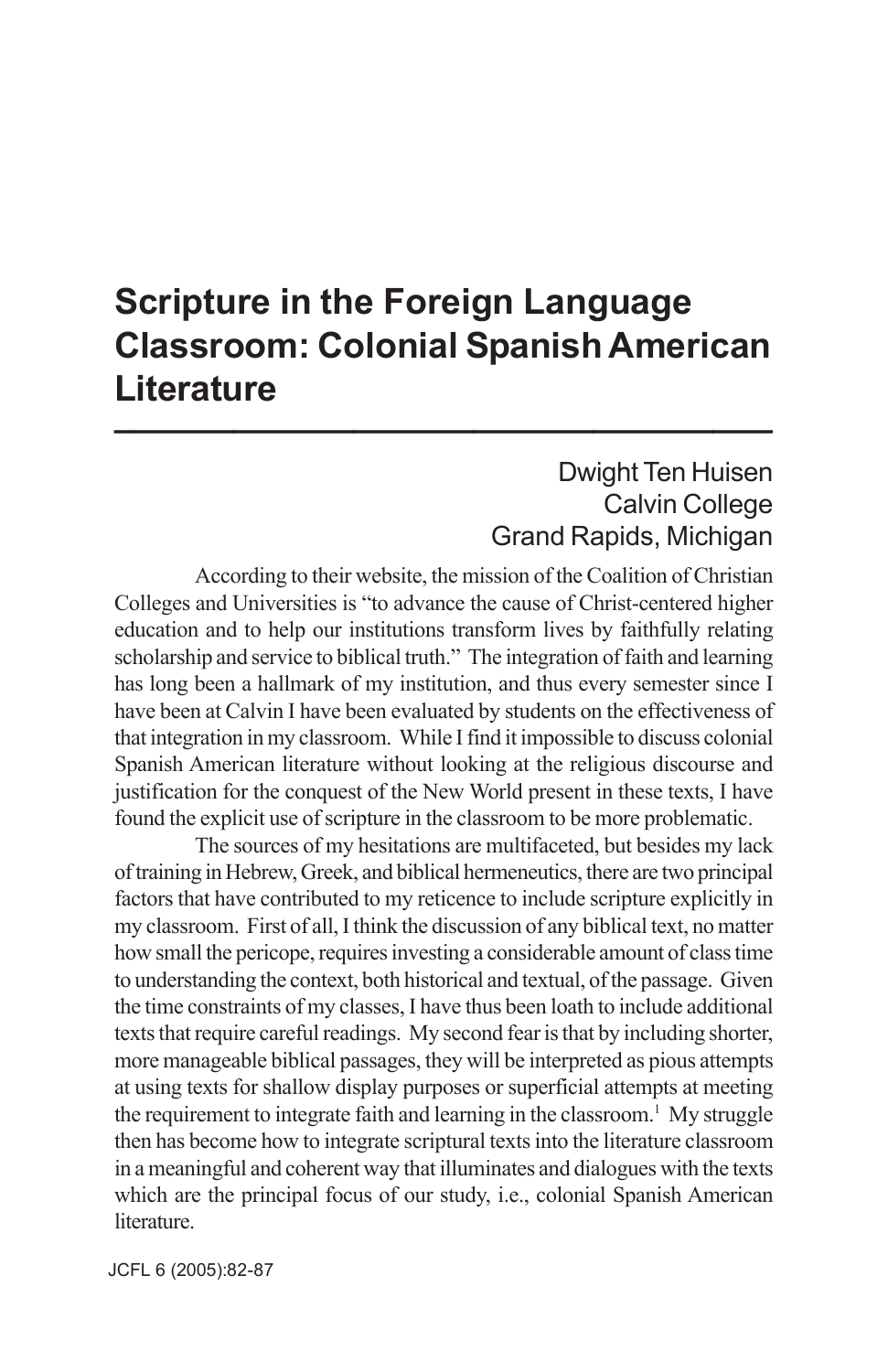# Scripture in the Foreign Language Classroom: Colonial Spanish American Literature

Dwight Ten Huisen
Calvin College
Grand Rapids, Michigan

According to their website, the mission of the Coalition of Christian Colleges and Universities is "to advance the cause of Christ-centered higher education and to help our institutions transform lives by faithfully relating scholarship and service to biblical truth." The integration of faith and learning has long been a hallmark of my institution, and thus every semester since I have been at Calvin I have been evaluated by students on the effectiveness of that integration in my classroom. While I find it impossible to discuss colonial Spanish American literature without looking at the religious discourse and justification for the conquest of the New World present in these texts, I have found the explicit use of scripture in the classroom to be more problematic.

The sources of my hesitations are multifaceted, but besides my lack of training in Hebrew, Greek, and biblical hermeneutics, there are two principal factors that have contributed to my reticence to include scripture explicitly in my classroom. First of all, I think the discussion of any biblical text, no matter how small the pericope, requires investing a considerable amount of class time to understanding the context, both historical and textual, of the passage. Given the time constraints of my classes, I have thus been loath to include additional texts that require careful readings. My second fear is that by including shorter, more manageable biblical passages, they will be interpreted as pious attempts at using texts for shallow display purposes or superficial attempts at meeting the requirement to integrate faith and learning in the classroom.[1] My struggle then has become how to integrate scriptural texts into the literature classroom in a meaningful and coherent way that illuminates and dialogues with the texts which are the principal focus of our study, i.e., colonial Spanish American literature.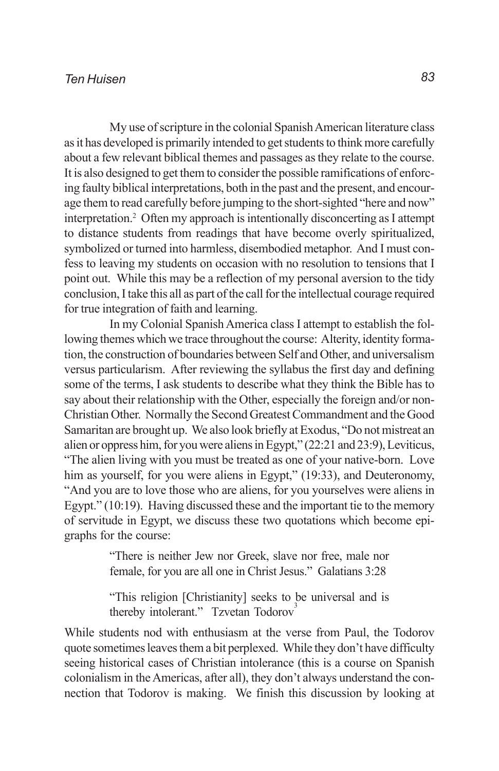My use of scripture in the colonial Spanish American literature class as it has developed is primarily intended to get students to think more carefully about a few relevant biblical themes and passages as they relate to the course. It is also designed to get them to consider the possible ramifications of enforcing faulty biblical interpretations, both in the past and the present, and encourage them to read carefully before jumping to the short-sighted "here and now" interpretation.[2] Often my approach is intentionally disconcerting as I attempt to distance students from readings that have become overly spiritualized, symbolized or turned into harmless, disembodied metaphor. And I must confess to leaving my students on occasion with no resolution to tensions that I point out. While this may be a reflection of my personal aversion to the tidy conclusion, I take this all as part of the call for the intellectual courage required for true integration of faith and learning.

In my Colonial Spanish America class I attempt to establish the following themes which we trace throughout the course: Alterity, identity formation, the construction of boundaries between Self and Other, and universalism versus particularism. After reviewing the syllabus the first day and defining some of the terms, I ask students to describe what they think the Bible has to say about their relationship with the Other, especially the foreign and/or non-Christian Other. Normally the Second Greatest Commandment and the Good Samaritan are brought up. We also look briefly at Exodus, "Do not mistreat an alien or oppress him, for you were aliens in Egypt," (22:21 and 23:9), Leviticus, "The alien living with you must be treated as one of your native-born. Love him as yourself, for you were aliens in Egypt," (19:33), and Deuteronomy, "And you are to love those who are aliens, for you yourselves were aliens in Egypt." (10:19). Having discussed these and the important tie to the memory of servitude in Egypt, we discuss these two quotations which become epigraphs for the course:

> "There is neither Jew nor Greek, slave nor free, male nor female, for you are all one in Christ Jesus." Galatians 3:28
>
> "This religion [Christianity] seeks to be universal and is thereby intolerant." Tzvetan Todorov[3]

While students nod with enthusiasm at the verse from Paul, the Todorov quote sometimes leaves them a bit perplexed. While they don't have difficulty seeing historical cases of Christian intolerance (this is a course on Spanish colonialism in the Americas, after all), they don't always understand the connection that Todorov is making. We finish this discussion by looking at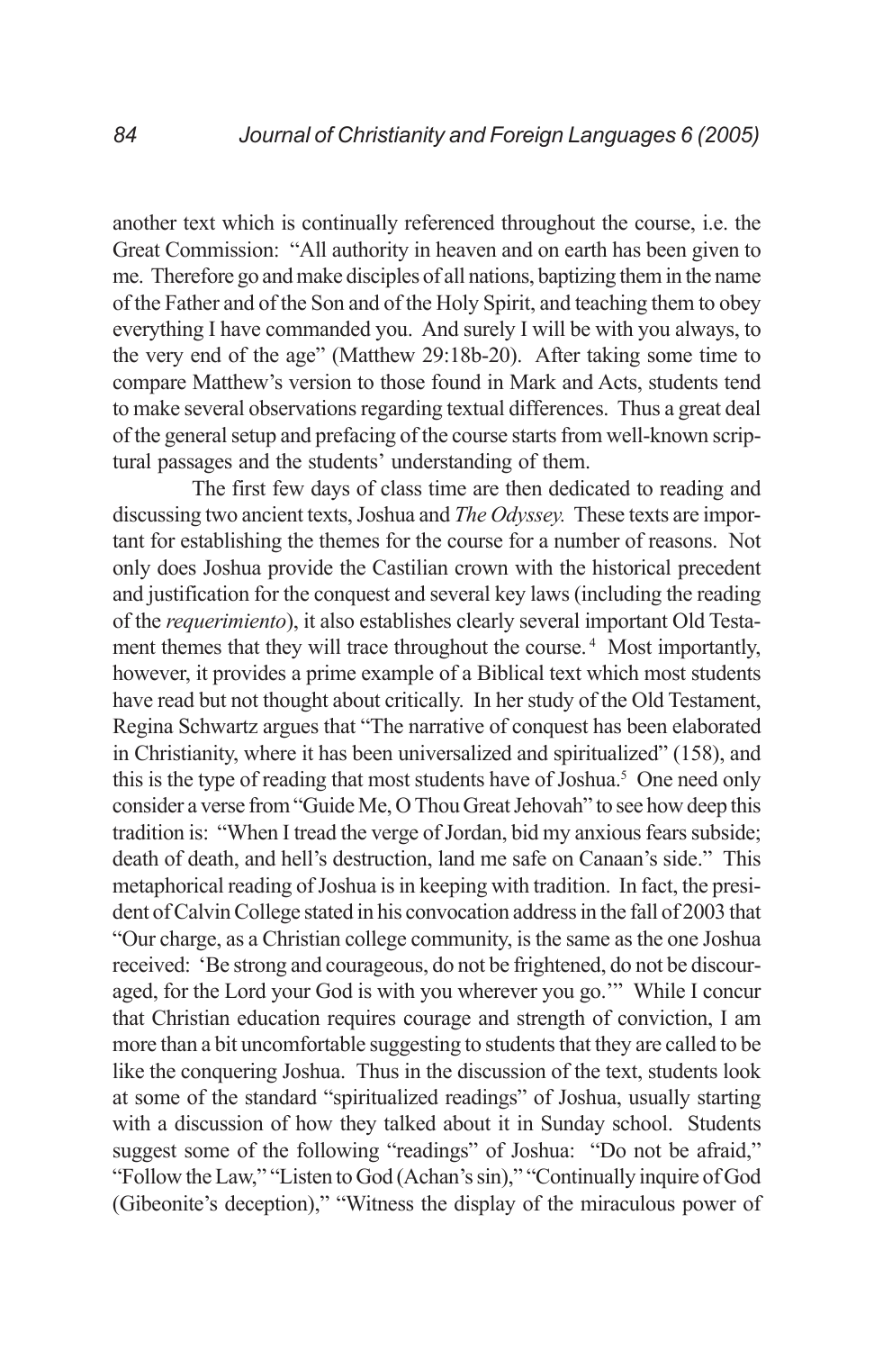another text which is continually referenced throughout the course, i.e. the Great Commission: "All authority in heaven and on earth has been given to me. Therefore go and make disciples of all nations, baptizing them in the name of the Father and of the Son and of the Holy Spirit, and teaching them to obey everything I have commanded you. And surely I will be with you always, to the very end of the age" (Matthew 29:18b-20). After taking some time to compare Matthew's version to those found in Mark and Acts, students tend to make several observations regarding textual differences. Thus a great deal of the general setup and prefacing of the course starts from well-known scriptural passages and the students' understanding of them.

The first few days of class time are then dedicated to reading and discussing two ancient texts, Joshua and *The Odyssey.* These texts are important for establishing the themes for the course for a number of reasons. Not only does Joshua provide the Castilian crown with the historical precedent and justification for the conquest and several key laws (including the reading of the *requerimiento*), it also establishes clearly several important Old Testament themes that they will trace throughout the course. [4] Most importantly, however, it provides a prime example of a Biblical text which most students have read but not thought about critically. In her study of the Old Testament, Regina Schwartz argues that "The narrative of conquest has been elaborated in Christianity, where it has been universalized and spiritualized" (158), and this is the type of reading that most students have of Joshua.[5] One need only consider a verse from "Guide Me, O Thou Great Jehovah" to see how deep this tradition is: "When I tread the verge of Jordan, bid my anxious fears subside; death of death, and hell's destruction, land me safe on Canaan's side." This metaphorical reading of Joshua is in keeping with tradition. In fact, the president of Calvin College stated in his convocation address in the fall of 2003 that "Our charge, as a Christian college community, is the same as the one Joshua received: 'Be strong and courageous, do not be frightened, do not be discouraged, for the Lord your God is with you wherever you go.'" While I concur that Christian education requires courage and strength of conviction, I am more than a bit uncomfortable suggesting to students that they are called to be like the conquering Joshua. Thus in the discussion of the text, students look at some of the standard "spiritualized readings" of Joshua, usually starting with a discussion of how they talked about it in Sunday school. Students suggest some of the following "readings" of Joshua: "Do not be afraid," "Follow the Law," "Listen to God (Achan's sin)," "Continually inquire of God (Gibeonite's deception)," "Witness the display of the miraculous power of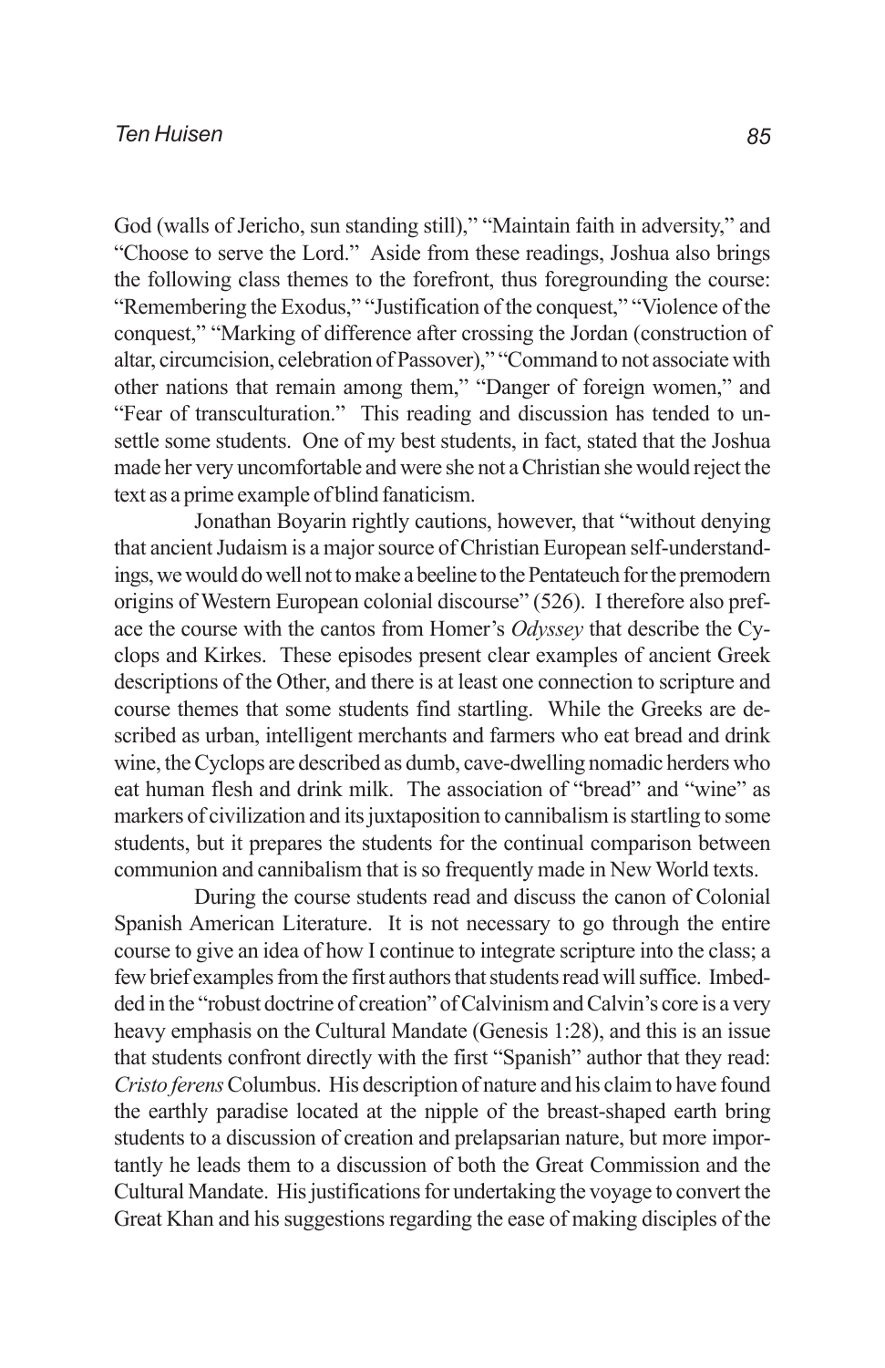God (walls of Jericho, sun standing still)," "Maintain faith in adversity," and "Choose to serve the Lord." Aside from these readings, Joshua also brings the following class themes to the forefront, thus foregrounding the course: "Remembering the Exodus," "Justification of the conquest," "Violence of the conquest," "Marking of difference after crossing the Jordan (construction of altar, circumcision, celebration of Passover)," "Command to not associate with other nations that remain among them," "Danger of foreign women," and "Fear of transculturation." This reading and discussion has tended to unsettle some students. One of my best students, in fact, stated that the Joshua made her very uncomfortable and were she not a Christian she would reject the text as a prime example of blind fanaticism.

Jonathan Boyarin rightly cautions, however, that "without denying that ancient Judaism is a major source of Christian European self-understandings, we would do well not to make a beeline to the Pentateuch for the premodern origins of Western European colonial discourse" (526). I therefore also preface the course with the cantos from Homer's *Odyssey* that describe the Cyclops and Kirkes. These episodes present clear examples of ancient Greek descriptions of the Other, and there is at least one connection to scripture and course themes that some students find startling. While the Greeks are described as urban, intelligent merchants and farmers who eat bread and drink wine, the Cyclops are described as dumb, cave-dwelling nomadic herders who eat human flesh and drink milk. The association of "bread" and "wine" as markers of civilization and its juxtaposition to cannibalism is startling to some students, but it prepares the students for the continual comparison between communion and cannibalism that is so frequently made in New World texts.

During the course students read and discuss the canon of Colonial Spanish American Literature. It is not necessary to go through the entire course to give an idea of how I continue to integrate scripture into the class; a few brief examples from the first authors that students read will suffice. Imbedded in the "robust doctrine of creation" of Calvinism and Calvin's core is a very heavy emphasis on the Cultural Mandate (Genesis 1:28), and this is an issue that students confront directly with the first "Spanish" author that they read: *Cristo ferens* Columbus. His description of nature and his claim to have found the earthly paradise located at the nipple of the breast-shaped earth bring students to a discussion of creation and prelapsarian nature, but more importantly he leads them to a discussion of both the Great Commission and the Cultural Mandate. His justifications for undertaking the voyage to convert the Great Khan and his suggestions regarding the ease of making disciples of the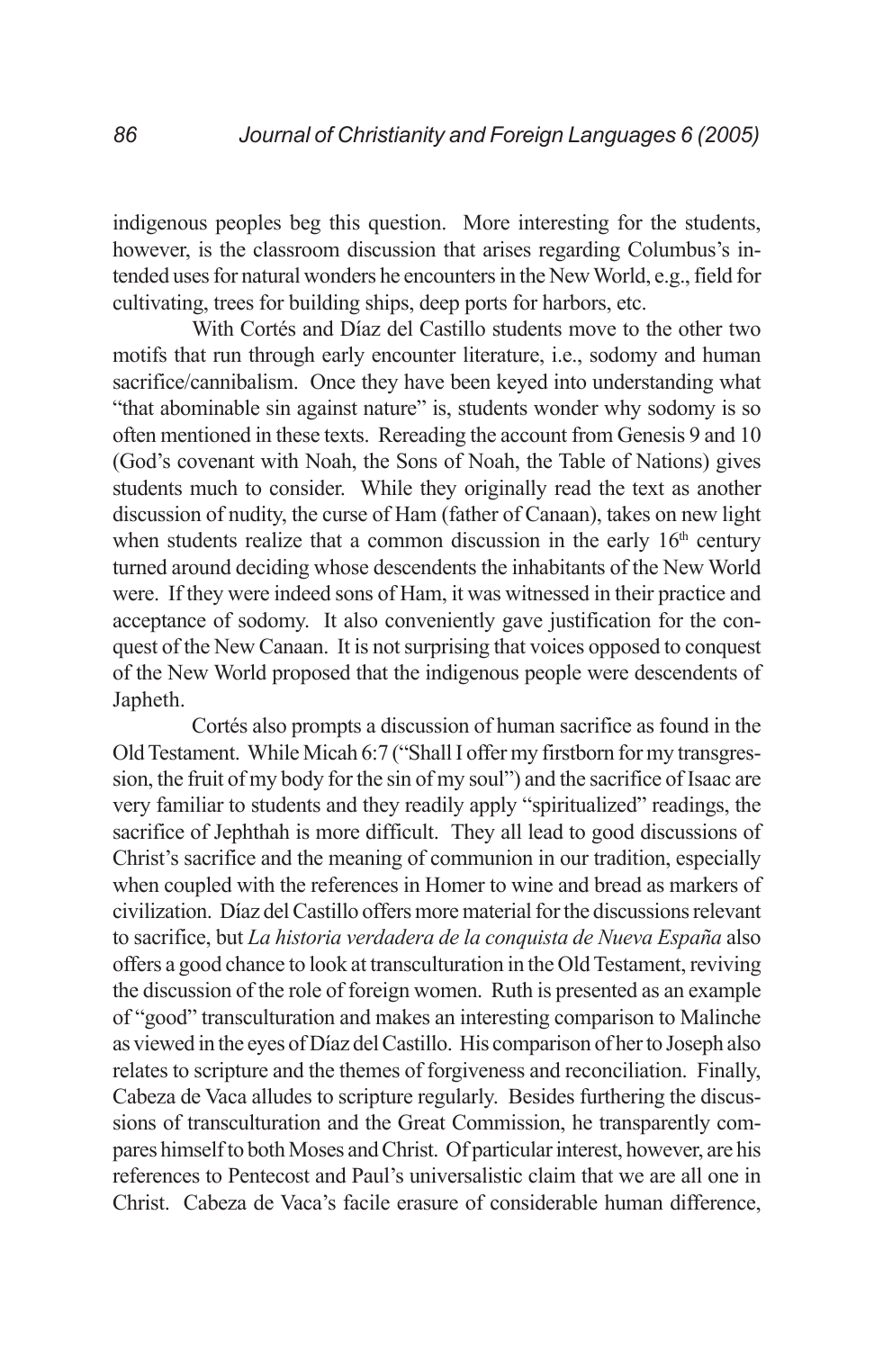indigenous peoples beg this question. More interesting for the students, however, is the classroom discussion that arises regarding Columbus's intended uses for natural wonders he encounters in the New World, e.g., field for cultivating, trees for building ships, deep ports for harbors, etc.

With Cortés and Díaz del Castillo students move to the other two motifs that run through early encounter literature, i.e., sodomy and human sacrifice/cannibalism. Once they have been keyed into understanding what "that abominable sin against nature" is, students wonder why sodomy is so often mentioned in these texts. Rereading the account from Genesis 9 and 10 (God's covenant with Noah, the Sons of Noah, the Table of Nations) gives students much to consider. While they originally read the text as another discussion of nudity, the curse of Ham (father of Canaan), takes on new light when students realize that a common discussion in the early 16th century turned around deciding whose descendents the inhabitants of the New World were. If they were indeed sons of Ham, it was witnessed in their practice and acceptance of sodomy. It also conveniently gave justification for the conquest of the New Canaan. It is not surprising that voices opposed to conquest of the New World proposed that the indigenous people were descendents of Japheth.

Cortés also prompts a discussion of human sacrifice as found in the Old Testament. While Micah 6:7 ("Shall I offer my firstborn for my transgression, the fruit of my body for the sin of my soul") and the sacrifice of Isaac are very familiar to students and they readily apply "spiritualized" readings, the sacrifice of Jephthah is more difficult. They all lead to good discussions of Christ's sacrifice and the meaning of communion in our tradition, especially when coupled with the references in Homer to wine and bread as markers of civilization. Díaz del Castillo offers more material for the discussions relevant to sacrifice, but *La historia verdadera de la conquista de Nueva España* also offers a good chance to look at transculturation in the Old Testament, reviving the discussion of the role of foreign women. Ruth is presented as an example of "good" transculturation and makes an interesting comparison to Malinche as viewed in the eyes of Díaz del Castillo. His comparison of her to Joseph also relates to scripture and the themes of forgiveness and reconciliation. Finally, Cabeza de Vaca alludes to scripture regularly. Besides furthering the discussions of transculturation and the Great Commission, he transparently compares himself to both Moses and Christ. Of particular interest, however, are his references to Pentecost and Paul's universalistic claim that we are all one in Christ. Cabeza de Vaca's facile erasure of considerable human difference,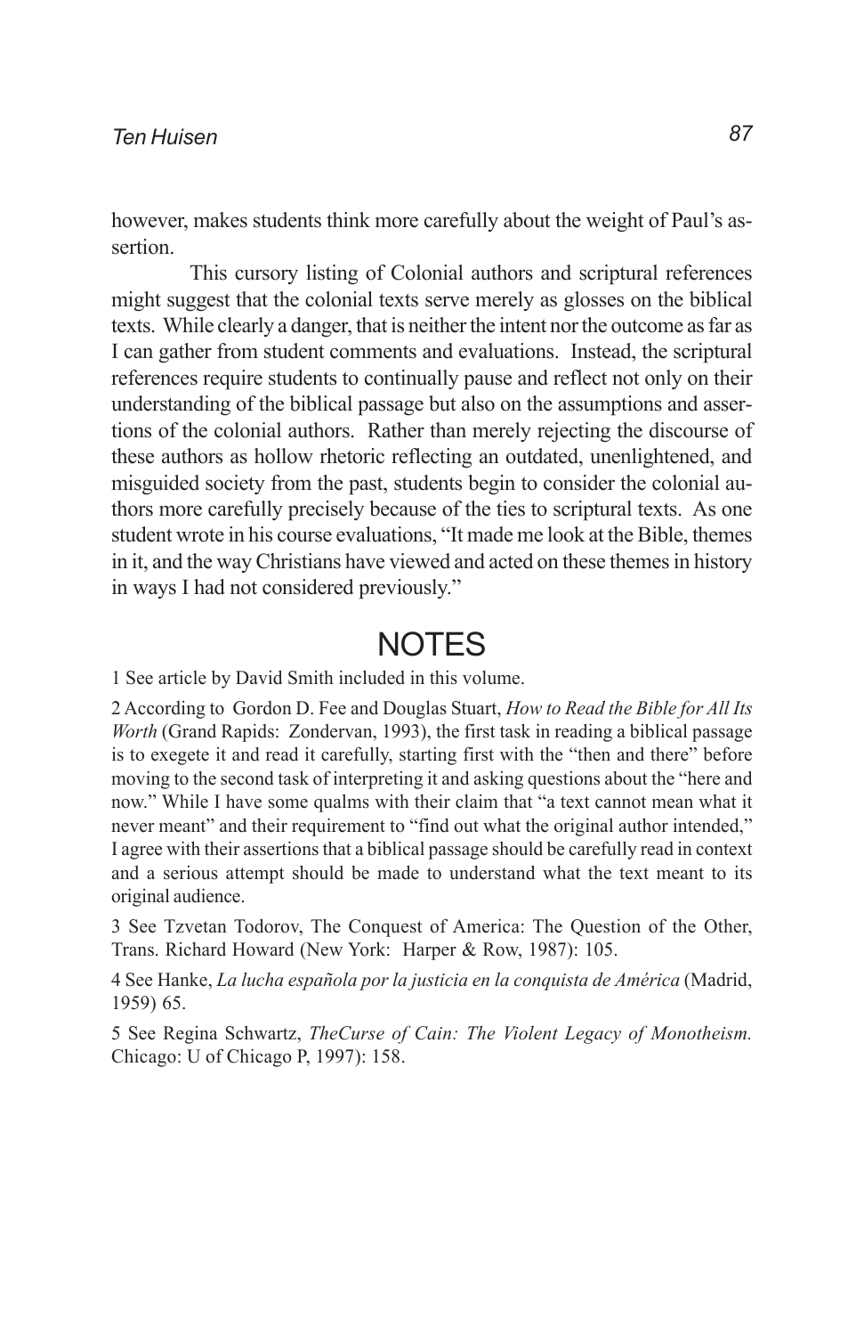however, makes students think more carefully about the weight of Paul's assertion.

This cursory listing of Colonial authors and scriptural references might suggest that the colonial texts serve merely as glosses on the biblical texts. While clearly a danger, that is neither the intent nor the outcome as far as I can gather from student comments and evaluations. Instead, the scriptural references require students to continually pause and reflect not only on their understanding of the biblical passage but also on the assumptions and assertions of the colonial authors. Rather than merely rejecting the discourse of these authors as hollow rhetoric reflecting an outdated, unenlightened, and misguided society from the past, students begin to consider the colonial authors more carefully precisely because of the ties to scriptural texts. As one student wrote in his course evaluations, "It made me look at the Bible, themes in it, and the way Christians have viewed and acted on these themes in history in ways I had not considered previously."

## NOTES

1 See article by David Smith included in this volume.

2 According to Gordon D. Fee and Douglas Stuart, *How to Read the Bible for All Its Worth* (Grand Rapids: Zondervan, 1993), the first task in reading a biblical passage is to exegete it and read it carefully, starting first with the "then and there" before moving to the second task of interpreting it and asking questions about the "here and now." While I have some qualms with their claim that "a text cannot mean what it never meant" and their requirement to "find out what the original author intended," I agree with their assertions that a biblical passage should be carefully read in context and a serious attempt should be made to understand what the text meant to its original audience.

3 See Tzvetan Todorov, The Conquest of America: The Question of the Other, Trans. Richard Howard (New York: Harper & Row, 1987): 105.

4 See Hanke, *La lucha española por la justicia en la conquista de América* (Madrid, 1959) 65.

5 See Regina Schwartz, *TheCurse of Cain: The Violent Legacy of Monotheism.* Chicago: U of Chicago P, 1997): 158.